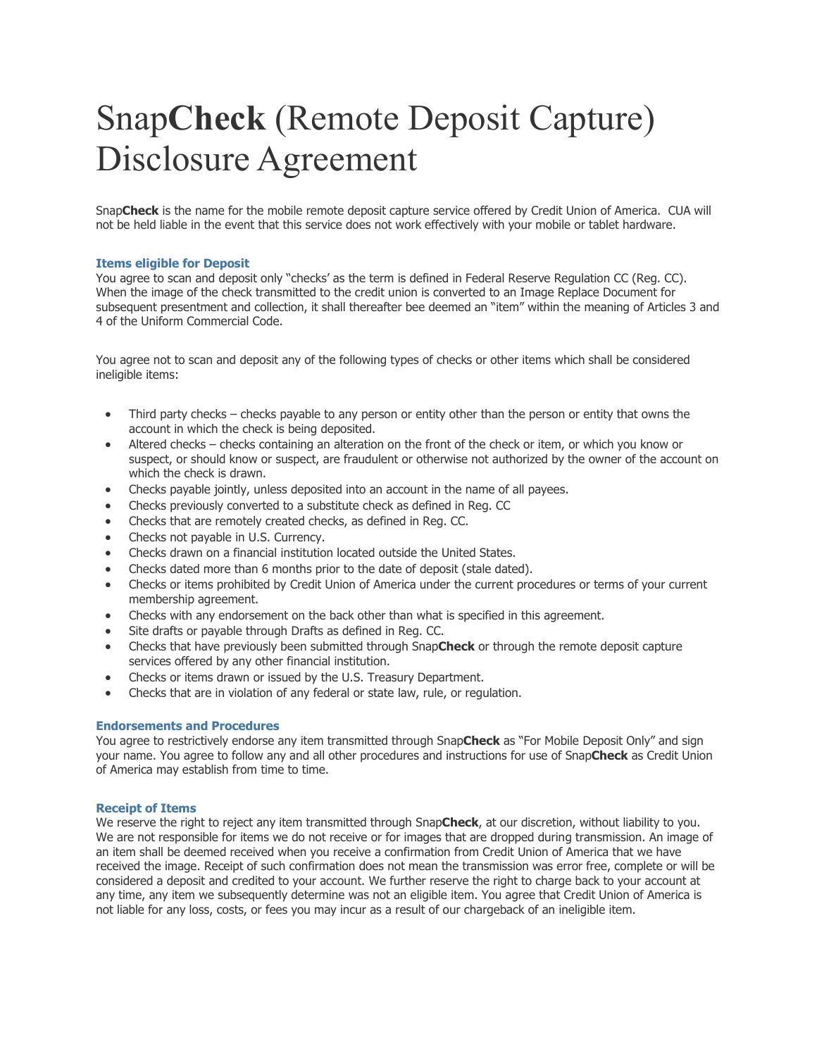# Snap**Check** (Remote Deposit Capture) Disclosure Agreement

Snap**Check** is the name for the mobile remote deposit capture service offered by Credit Union of America. CUA will not be held liable in the event that this service does not work effectively with your mobile or tablet hardware.

### Items eligible for Deposit

You agree to scan and deposit only "checks' as the term is defined in Federal Reserve Regulation CC (Reg. CC). When the image of the check transmitted to the credit union is converted to an Image Replace Document for subsequent presentment and collection, it shall thereafter bee deemed an "item" within the meaning of Articles 3 and 4 of the Uniform Commercial Code.

You agree not to scan and deposit any of the following types of checks or other items which shall be considered ineligible items:

- Third party checks – checks payable to any person or entity other than the person or entity that owns the account in which the check is being deposited.
- Altered checks – checks containing an alteration on the front of the check or item, or which you know or suspect, or should know or suspect, are fraudulent or otherwise not authorized by the owner of the account on which the check is drawn.
- Checks payable jointly, unless deposited into an account in the name of all payees.
- Checks previously converted to a substitute check as defined in Reg. CC
- Checks that are remotely created checks, as defined in Reg. CC.
- Checks not payable in U.S. Currency.
- Checks drawn on a financial institution located outside the United States.
- Checks dated more than 6 months prior to the date of deposit (stale dated).
- Checks or items prohibited by Credit Union of America under the current procedures or terms of your current membership agreement.
- Checks with any endorsement on the back other than what is specified in this agreement.
- Site drafts or payable through Drafts as defined in Reg. CC.
- Checks that have previously been submitted through Snap**Check** or through the remote deposit capture services offered by any other financial institution.
- Checks or items drawn or issued by the U.S. Treasury Department.
- Checks that are in violation of any federal or state law, rule, or regulation.

### Endorsements and Procedures

You agree to restrictively endorse any item transmitted through Snap**Check** as "For Mobile Deposit Only" and sign your name. You agree to follow any and all other procedures and instructions for use of Snap**Check** as Credit Union of America may establish from time to time.

### Receipt of Items

We reserve the right to reject any item transmitted through Snap**Check**, at our discretion, without liability to you. We are not responsible for items we do not receive or for images that are dropped during transmission. An image of an item shall be deemed received when you receive a confirmation from Credit Union of America that we have received the image. Receipt of such confirmation does not mean the transmission was error free, complete or will be considered a deposit and credited to your account. We further reserve the right to charge back to your account at any time, any item we subsequently determine was not an eligible item. You agree that Credit Union of America is not liable for any loss, costs, or fees you may incur as a result of our chargeback of an ineligible item.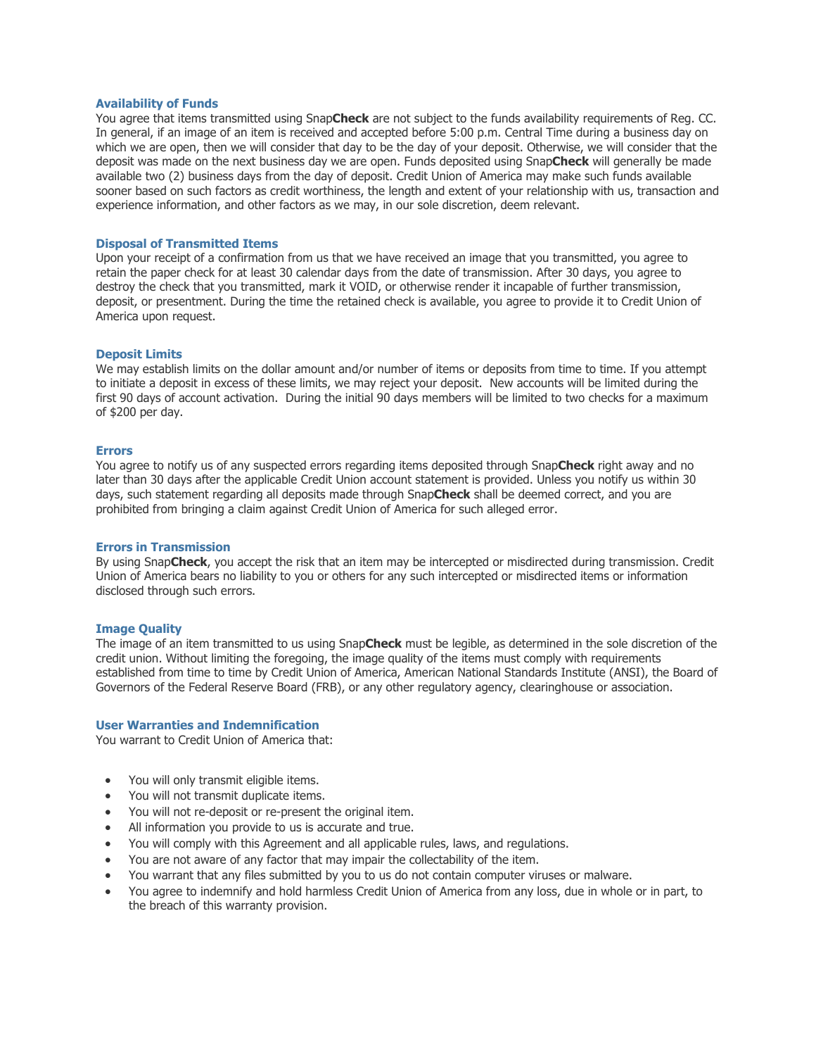### Availability of Funds

You agree that items transmitted using Snap**Check** are not subject to the funds availability requirements of Reg. CC. In general, if an image of an item is received and accepted before 5:00 p.m. Central Time during a business day on which we are open, then we will consider that day to be the day of your deposit. Otherwise, we will consider that the deposit was made on the next business day we are open. Funds deposited using Snap**Check** will generally be made available two (2) business days from the day of deposit. Credit Union of America may make such funds available sooner based on such factors as credit worthiness, the length and extent of your relationship with us, transaction and experience information, and other factors as we may, in our sole discretion, deem relevant.

### Disposal of Transmitted Items

Upon your receipt of a confirmation from us that we have received an image that you transmitted, you agree to retain the paper check for at least 30 calendar days from the date of transmission. After 30 days, you agree to destroy the check that you transmitted, mark it VOID, or otherwise render it incapable of further transmission, deposit, or presentment. During the time the retained check is available, you agree to provide it to Credit Union of America upon request.

### Deposit Limits

We may establish limits on the dollar amount and/or number of items or deposits from time to time. If you attempt to initiate a deposit in excess of these limits, we may reject your deposit. New accounts will be limited during the first 90 days of account activation. During the initial 90 days members will be limited to two checks for a maximum of $200 per day.

### Errors

You agree to notify us of any suspected errors regarding items deposited through Snap**Check** right away and no later than 30 days after the applicable Credit Union account statement is provided. Unless you notify us within 30 days, such statement regarding all deposits made through Snap**Check** shall be deemed correct, and you are prohibited from bringing a claim against Credit Union of America for such alleged error.

### Errors in Transmission

By using Snap**Check**, you accept the risk that an item may be intercepted or misdirected during transmission. Credit Union of America bears no liability to you or others for any such intercepted or misdirected items or information disclosed through such errors.

### Image Quality

The image of an item transmitted to us using Snap**Check** must be legible, as determined in the sole discretion of the credit union. Without limiting the foregoing, the image quality of the items must comply with requirements established from time to time by Credit Union of America, American National Standards Institute (ANSI), the Board of Governors of the Federal Reserve Board (FRB), or any other regulatory agency, clearinghouse or association.

### User Warranties and Indemnification

You warrant to Credit Union of America that:

- You will only transmit eligible items.
- You will not transmit duplicate items.
- You will not re-deposit or re-present the original item.
- All information you provide to us is accurate and true.
- You will comply with this Agreement and all applicable rules, laws, and regulations.
- You are not aware of any factor that may impair the collectability of the item.
- You warrant that any files submitted by you to us do not contain computer viruses or malware.
- You agree to indemnify and hold harmless Credit Union of America from any loss, due in whole or in part, to the breach of this warranty provision.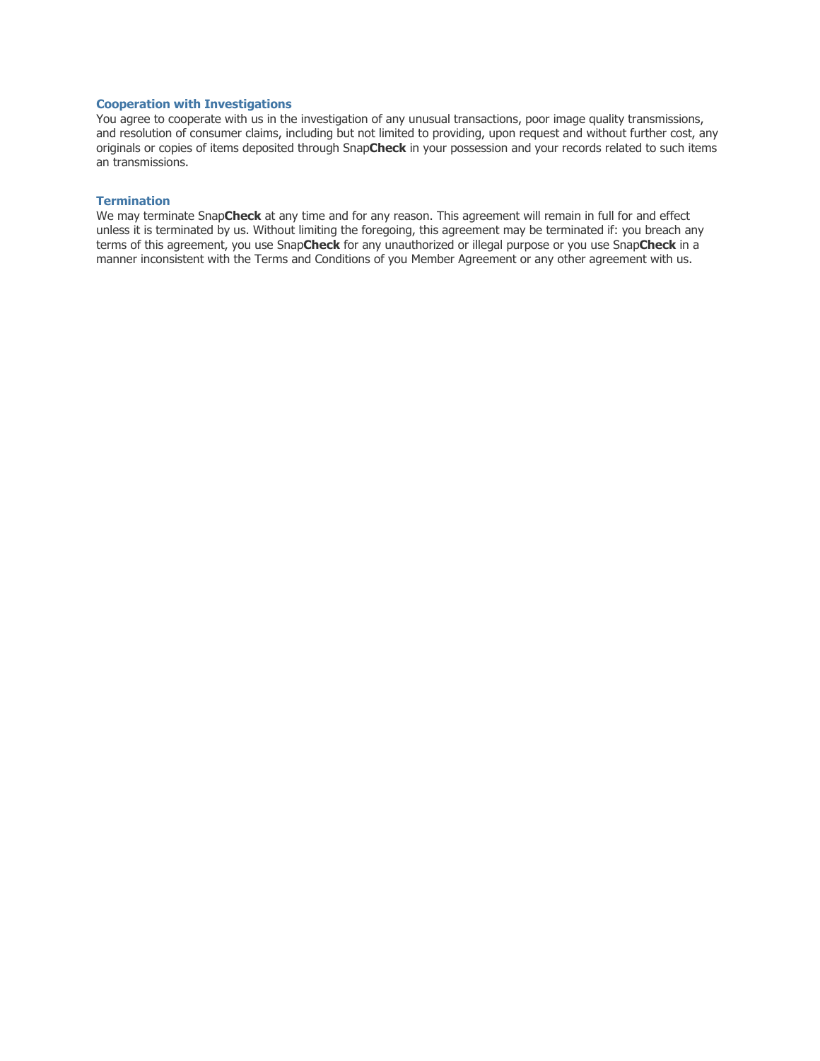### Cooperation with Investigations

You agree to cooperate with us in the investigation of any unusual transactions, poor image quality transmissions, and resolution of consumer claims, including but not limited to providing, upon request and without further cost, any originals or copies of items deposited through Snap**Check** in your possession and your records related to such items an transmissions.

### Termination

We may terminate Snap**Check** at any time and for any reason. This agreement will remain in full for and effect unless it is terminated by us. Without limiting the foregoing, this agreement may be terminated if: you breach any terms of this agreement, you use Snap**Check** for any unauthorized or illegal purpose or you use Snap**Check** in a manner inconsistent with the Terms and Conditions of you Member Agreement or any other agreement with us.